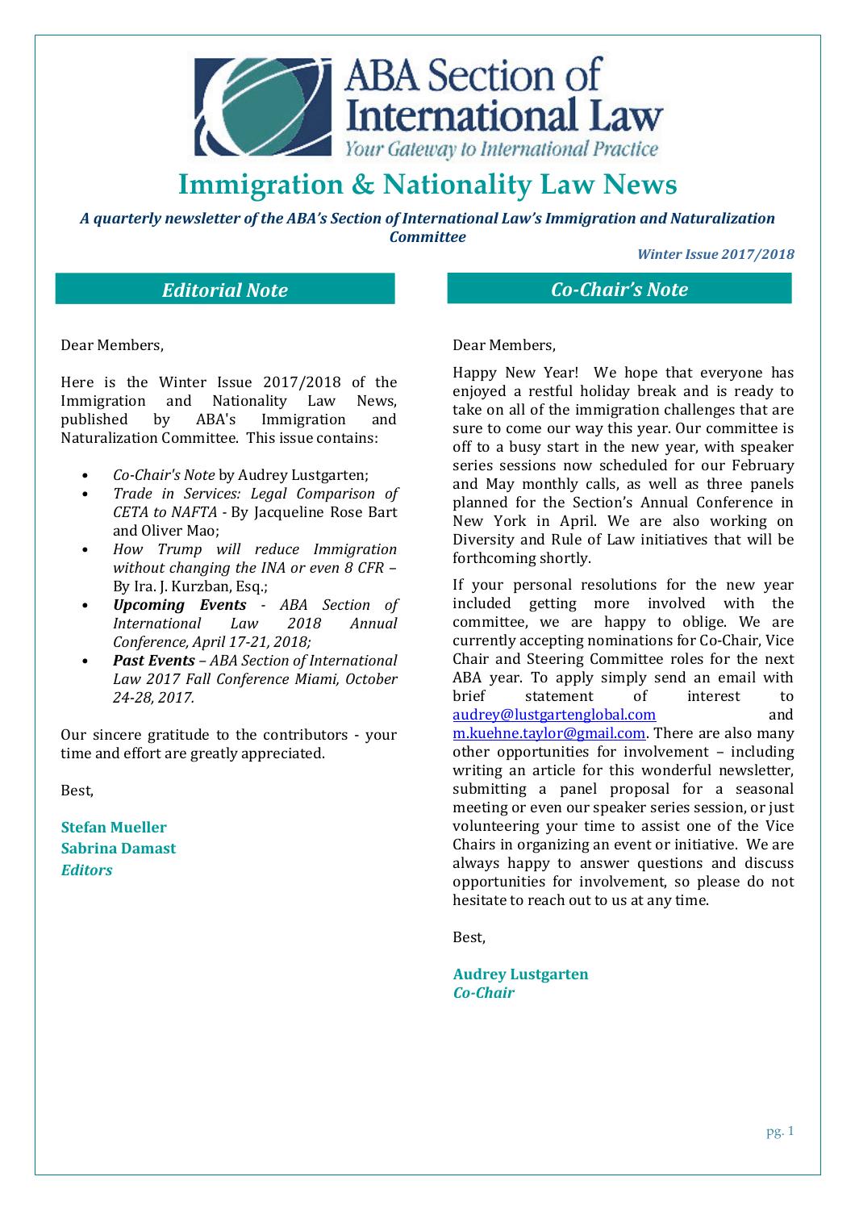ABA Section of International Law
*Your Gateway to International Practice*

# Immigration & Nationality Law News

***A quarterly newsletter of the ABA's Section of International Law's Immigration and Naturalization Committee***

***Winter Issue 2017/2018***

## *Editorial Note*

Dear Members,

Here is the Winter Issue 2017/2018 of the Immigration and Nationality Law News, published by ABA's Immigration and Naturalization Committee. This issue contains:

- *Co-Chair's Note* by Audrey Lustgarten;
- *Trade in Services: Legal Comparison of CETA to NAFTA* - By Jacqueline Rose Bart and Oliver Mao;
- *How Trump will reduce Immigration without changing the INA or even 8 CFR* – By Ira. J. Kurzban, Esq.;
- ***Upcoming Events*** - *ABA Section of International Law 2018 Annual Conference, April 17-21, 2018;*
- ***Past Events*** – *ABA Section of International Law 2017 Fall Conference Miami, October 24-28, 2017.*

Our sincere gratitude to the contributors - your time and effort are greatly appreciated.

Best,

**Stefan Mueller**
**Sabrina Damast**
***Editors***

## *Co-Chair's Note*

Dear Members,

Happy New Year! We hope that everyone has enjoyed a restful holiday break and is ready to take on all of the immigration challenges that are sure to come our way this year. Our committee is off to a busy start in the new year, with speaker series sessions now scheduled for our February and May monthly calls, as well as three panels planned for the Section's Annual Conference in New York in April. We are also working on Diversity and Rule of Law initiatives that will be forthcoming shortly.

If your personal resolutions for the new year included getting more involved with the committee, we are happy to oblige. We are currently accepting nominations for Co-Chair, Vice Chair and Steering Committee roles for the next ABA year. To apply simply send an email with brief statement of interest to audrey@lustgartenglobal.com and m.kuehne.taylor@gmail.com. There are also many other opportunities for involvement – including writing an article for this wonderful newsletter, submitting a panel proposal for a seasonal meeting or even our speaker series session, or just volunteering your time to assist one of the Vice Chairs in organizing an event or initiative. We are always happy to answer questions and discuss opportunities for involvement, so please do not hesitate to reach out to us at any time.

Best,

**Audrey Lustgarten**
***Co-Chair***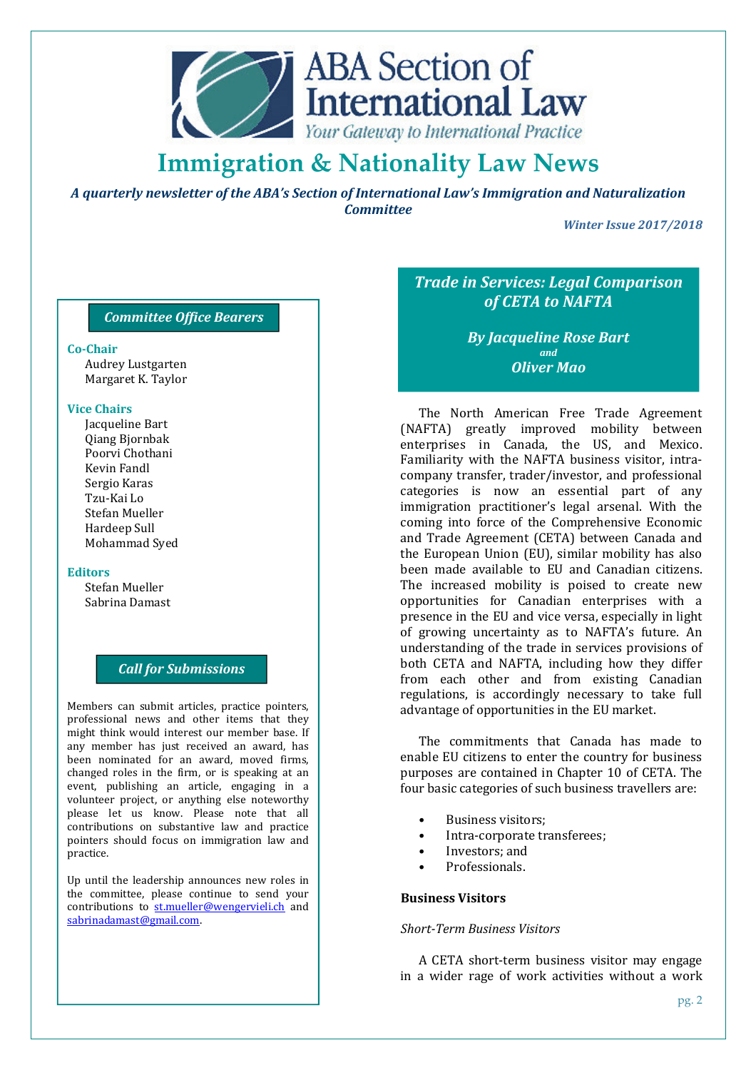# Immigration & Nationality Law News

***A quarterly newsletter of the ABA's Section of International Law's Immigration and Naturalization Committee***

*Winter Issue 2017/2018*

### *Committee Office Bearers*

**Co-Chair**
Audrey Lustgarten
Margaret K. Taylor

**Vice Chairs**
Jacqueline Bart
Qiang Bjornbak
Poorvi Chothani
Kevin Fandl
Sergio Karas
Tzu-Kai Lo
Stefan Mueller
Hardeep Sull
Mohammad Syed

**Editors**
Stefan Mueller
Sabrina Damast

### *Call for Submissions*

Members can submit articles, practice pointers, professional news and other items that they might think would interest our member base. If any member has just received an award, has been nominated for an award, moved firms, changed roles in the firm, or is speaking at an event, publishing an article, engaging in a volunteer project, or anything else noteworthy please let us know. Please note that all contributions on substantive law and practice pointers should focus on immigration law and practice.

Up until the leadership announces new roles in the committee, please continue to send your contributions to st.mueller@wengervieli.ch and sabrinadamast@gmail.com.

## *Trade in Services: Legal Comparison of CETA to NAFTA*

***By Jacqueline Rose Bart and Oliver Mao***

The North American Free Trade Agreement (NAFTA) greatly improved mobility between enterprises in Canada, the US, and Mexico. Familiarity with the NAFTA business visitor, intra-company transfer, trader/investor, and professional categories is now an essential part of any immigration practitioner's legal arsenal. With the coming into force of the Comprehensive Economic and Trade Agreement (CETA) between Canada and the European Union (EU), similar mobility has also been made available to EU and Canadian citizens. The increased mobility is poised to create new opportunities for Canadian enterprises with a presence in the EU and vice versa, especially in light of growing uncertainty as to NAFTA's future. An understanding of the trade in services provisions of both CETA and NAFTA, including how they differ from each other and from existing Canadian regulations, is accordingly necessary to take full advantage of opportunities in the EU market.

The commitments that Canada has made to enable EU citizens to enter the country for business purposes are contained in Chapter 10 of CETA. The four basic categories of such business travellers are:

- Business visitors;
- Intra-corporate transferees;
- Investors; and
- Professionals.

### Business Visitors

*Short-Term Business Visitors*

A CETA short-term business visitor may engage in a wider rage of work activities without a work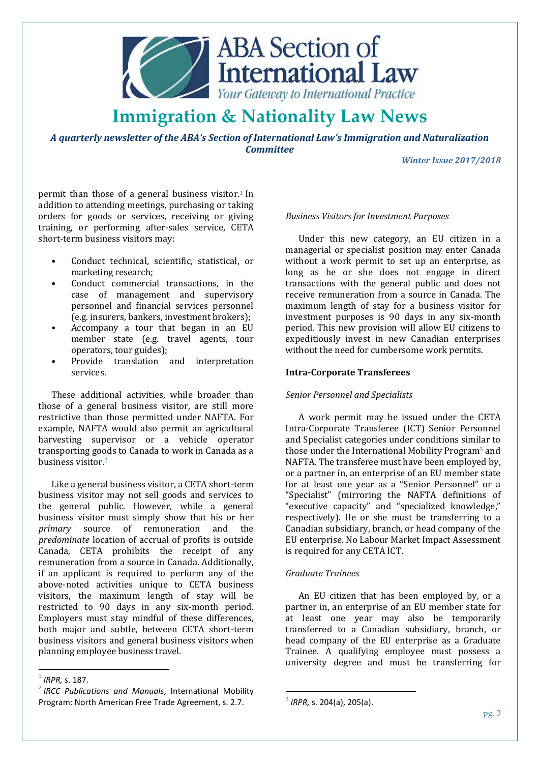permit than those of a general business visitor.[1] In addition to attending meetings, purchasing or taking orders for goods or services, receiving or giving training, or performing after-sales service, CETA short-term business visitors may:

- Conduct technical, scientific, statistical, or marketing research;
- Conduct commercial transactions, in the case of management and supervisory personnel and financial services personnel (e.g. insurers, bankers, investment brokers);
- Accompany a tour that began in an EU member state (e.g. travel agents, tour operators, tour guides);
- Provide translation and interpretation services.

These additional activities, while broader than those of a general business visitor, are still more restrictive than those permitted under NAFTA. For example, NAFTA would also permit an agricultural harvesting supervisor or a vehicle operator transporting goods to Canada to work in Canada as a business visitor.[2]

Like a general business visitor, a CETA short-term business visitor may not sell goods and services to the general public. However, while a general business visitor must simply show that his or her *primary* source of remuneration and the *predominate* location of accrual of profits is outside Canada, CETA prohibits the receipt of any remuneration from a source in Canada. Additionally, if an applicant is required to perform any of the above-noted activities unique to CETA business visitors, the maximum length of stay will be restricted to 90 days in any six-month period. Employers must stay mindful of these differences, both major and subtle, between CETA short-term business visitors and general business visitors when planning employee business travel.

*Business Visitors for Investment Purposes*

Under this new category, an EU citizen in a managerial or specialist position may enter Canada without a work permit to set up an enterprise, as long as he or she does not engage in direct transactions with the general public and does not receive remuneration from a source in Canada. The maximum length of stay for a business visitor for investment purposes is 90 days in any six-month period. This new provision will allow EU citizens to expeditiously invest in new Canadian enterprises without the need for cumbersome work permits.

**Intra-Corporate Transferees**

*Senior Personnel and Specialists*

A work permit may be issued under the CETA Intra-Corporate Transferee (ICT) Senior Personnel and Specialist categories under conditions similar to those under the International Mobility Program[3] and NAFTA. The transferee must have been employed by, or a partner in, an enterprise of an EU member state for at least one year as a "Senior Personnel" or a "Specialist" (mirroring the NAFTA definitions of "executive capacity" and "specialized knowledge," respectively). He or she must be transferring to a Canadian subsidiary, branch, or head company of the EU enterprise. No Labour Market Impact Assessment is required for any CETA ICT.

*Graduate Trainees*

An EU citizen that has been employed by, or a partner in, an enterprise of an EU member state for at least one year may also be temporarily transferred to a Canadian subsidiary, branch, or head company of the EU enterprise as a Graduate Trainee. A qualifying employee must possess a university degree and must be transferring for

---

[1] *IRPR,* s. 187.

[2] *IRCC Publications and Manuals*, International Mobility Program: North American Free Trade Agreement, s. 2.7.

[3] *IRPR,* s. 204(a), 205(a).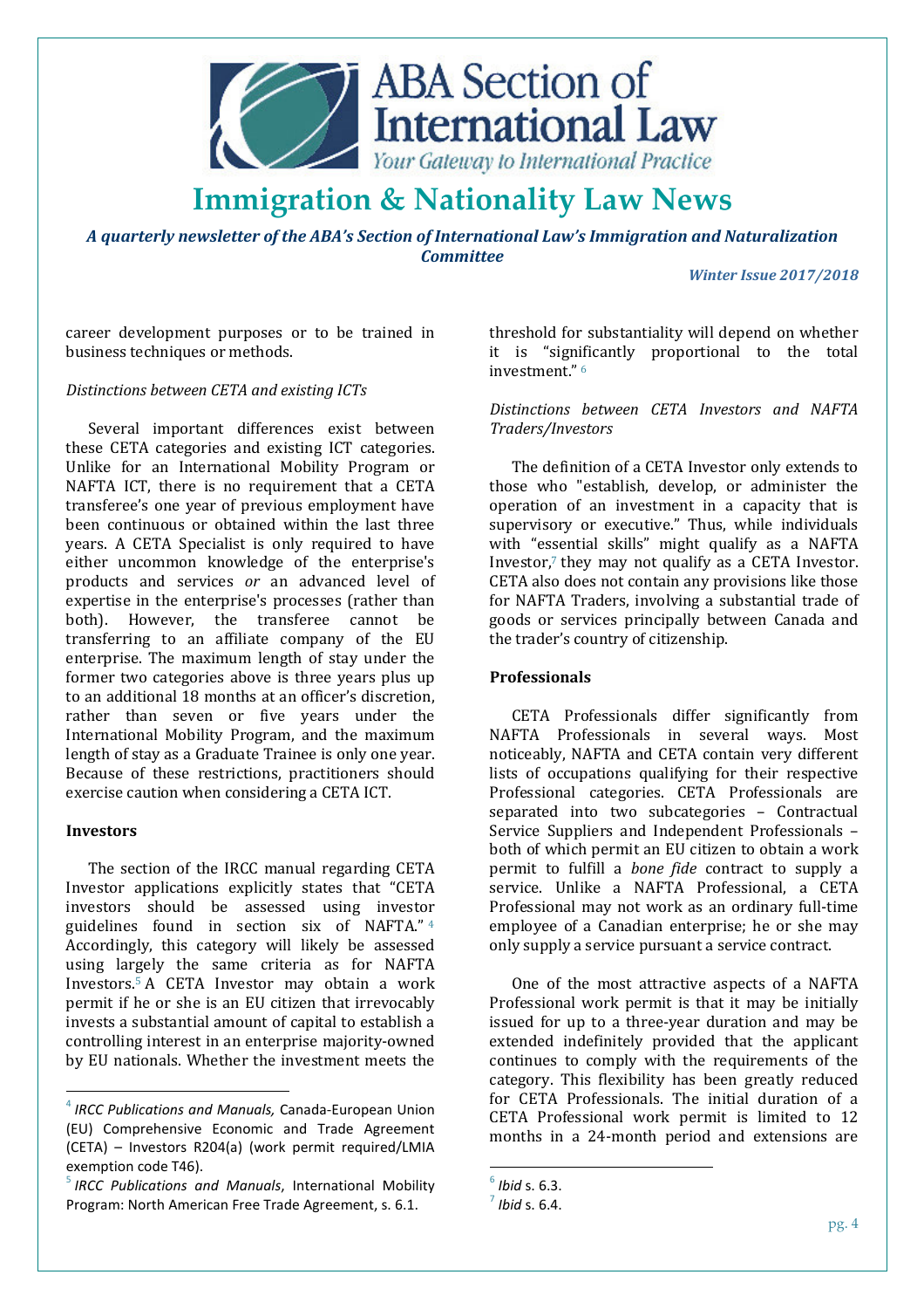career development purposes or to be trained in business techniques or methods.

*Distinctions between CETA and existing ICTs*

Several important differences exist between these CETA categories and existing ICT categories. Unlike for an International Mobility Program or NAFTA ICT, there is no requirement that a CETA transferee's one year of previous employment have been continuous or obtained within the last three years. A CETA Specialist is only required to have either uncommon knowledge of the enterprise's products and services *or* an advanced level of expertise in the enterprise's processes (rather than both). However, the transferee cannot be transferring to an affiliate company of the EU enterprise. The maximum length of stay under the former two categories above is three years plus up to an additional 18 months at an officer's discretion, rather than seven or five years under the International Mobility Program, and the maximum length of stay as a Graduate Trainee is only one year. Because of these restrictions, practitioners should exercise caution when considering a CETA ICT.

**Investors**

The section of the IRCC manual regarding CETA Investor applications explicitly states that "CETA investors should be assessed using investor guidelines found in section six of NAFTA."[4] Accordingly, this category will likely be assessed using largely the same criteria as for NAFTA Investors.[5] A CETA Investor may obtain a work permit if he or she is an EU citizen that irrevocably invests a substantial amount of capital to establish a controlling interest in an enterprise majority-owned by EU nationals. Whether the investment meets the threshold for substantiality will depend on whether it is "significantly proportional to the total investment."[6]

*Distinctions between CETA Investors and NAFTA Traders/Investors*

The definition of a CETA Investor only extends to those who "establish, develop, or administer the operation of an investment in a capacity that is supervisory or executive." Thus, while individuals with "essential skills" might qualify as a NAFTA Investor,[7] they may not qualify as a CETA Investor. CETA also does not contain any provisions like those for NAFTA Traders, involving a substantial trade of goods or services principally between Canada and the trader's country of citizenship.

**Professionals**

CETA Professionals differ significantly from NAFTA Professionals in several ways. Most noticeably, NAFTA and CETA contain very different lists of occupations qualifying for their respective Professional categories. CETA Professionals are separated into two subcategories – Contractual Service Suppliers and Independent Professionals – both of which permit an EU citizen to obtain a work permit to fulfill a *bone fide* contract to supply a service. Unlike a NAFTA Professional, a CETA Professional may not work as an ordinary full-time employee of a Canadian enterprise; he or she may only supply a service pursuant a service contract.

One of the most attractive aspects of a NAFTA Professional work permit is that it may be initially issued for up to a three-year duration and may be extended indefinitely provided that the applicant continues to comply with the requirements of the category. This flexibility has been greatly reduced for CETA Professionals. The initial duration of a CETA Professional work permit is limited to 12 months in a 24-month period and extensions are

---

[4] *IRCC Publications and Manuals,* Canada-European Union (EU) Comprehensive Economic and Trade Agreement (CETA) – Investors R204(a) (work permit required/LMIA exemption code T46).

[5] *IRCC Publications and Manuals*, International Mobility Program: North American Free Trade Agreement, s. 6.1.

[6] *Ibid* s. 6.3.

[7] *Ibid* s. 6.4.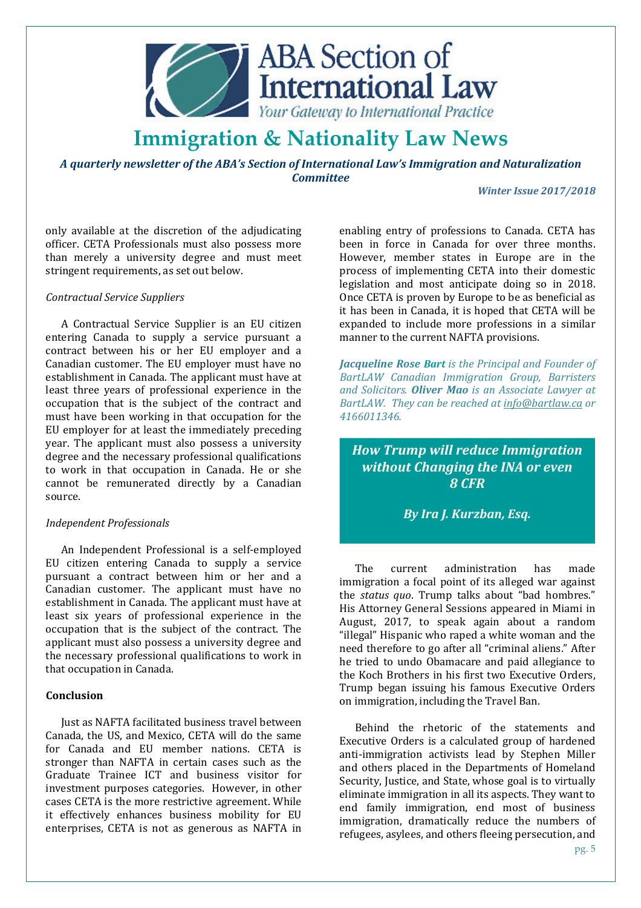only available at the discretion of the adjudicating officer. CETA Professionals must also possess more than merely a university degree and must meet stringent requirements, as set out below.

*Contractual Service Suppliers*

A Contractual Service Supplier is an EU citizen entering Canada to supply a service pursuant a contract between his or her EU employer and a Canadian customer. The EU employer must have no establishment in Canada. The applicant must have at least three years of professional experience in the occupation that is the subject of the contract and must have been working in that occupation for the EU employer for at least the immediately preceding year. The applicant must also possess a university degree and the necessary professional qualifications to work in that occupation in Canada. He or she cannot be remunerated directly by a Canadian source.

*Independent Professionals*

An Independent Professional is a self-employed EU citizen entering Canada to supply a service pursuant a contract between him or her and a Canadian customer. The applicant must have no establishment in Canada. The applicant must have at least six years of professional experience in the occupation that is the subject of the contract. The applicant must also possess a university degree and the necessary professional qualifications to work in that occupation in Canada.

**Conclusion**

Just as NAFTA facilitated business travel between Canada, the US, and Mexico, CETA will do the same for Canada and EU member nations. CETA is stronger than NAFTA in certain cases such as the Graduate Trainee ICT and business visitor for investment purposes categories. However, in other cases CETA is the more restrictive agreement. While it effectively enhances business mobility for EU enterprises, CETA is not as generous as NAFTA in enabling entry of professions to Canada. CETA has been in force in Canada for over three months. However, member states in Europe are in the process of implementing CETA into their domestic legislation and most anticipate doing so in 2018. Once CETA is proven by Europe to be as beneficial as it has been in Canada, it is hoped that CETA will be expanded to include more professions in a similar manner to the current NAFTA provisions.

***Jacqueline Rose Bart*** *is the Principal and Founder of BartLAW Canadian Immigration Group, Barristers and Solicitors.* ***Oliver Mao*** *is an Associate Lawyer at BartLAW. They can be reached at info@bartlaw.ca or 4166011346.*

## *How Trump will reduce Immigration without Changing the INA or even 8 CFR*

***By Ira J. Kurzban, Esq.***

The current administration has made immigration a focal point of its alleged war against the *status quo*. Trump talks about "bad hombres." His Attorney General Sessions appeared in Miami in August, 2017, to speak again about a random "illegal" Hispanic who raped a white woman and the need therefore to go after all "criminal aliens." After he tried to undo Obamacare and paid allegiance to the Koch Brothers in his first two Executive Orders, Trump began issuing his famous Executive Orders on immigration, including the Travel Ban.

Behind the rhetoric of the statements and Executive Orders is a calculated group of hardened anti-immigration activists lead by Stephen Miller and others placed in the Departments of Homeland Security, Justice, and State, whose goal is to virtually eliminate immigration in all its aspects. They want to end family immigration, end most of business immigration, dramatically reduce the numbers of refugees, asylees, and others fleeing persecution, and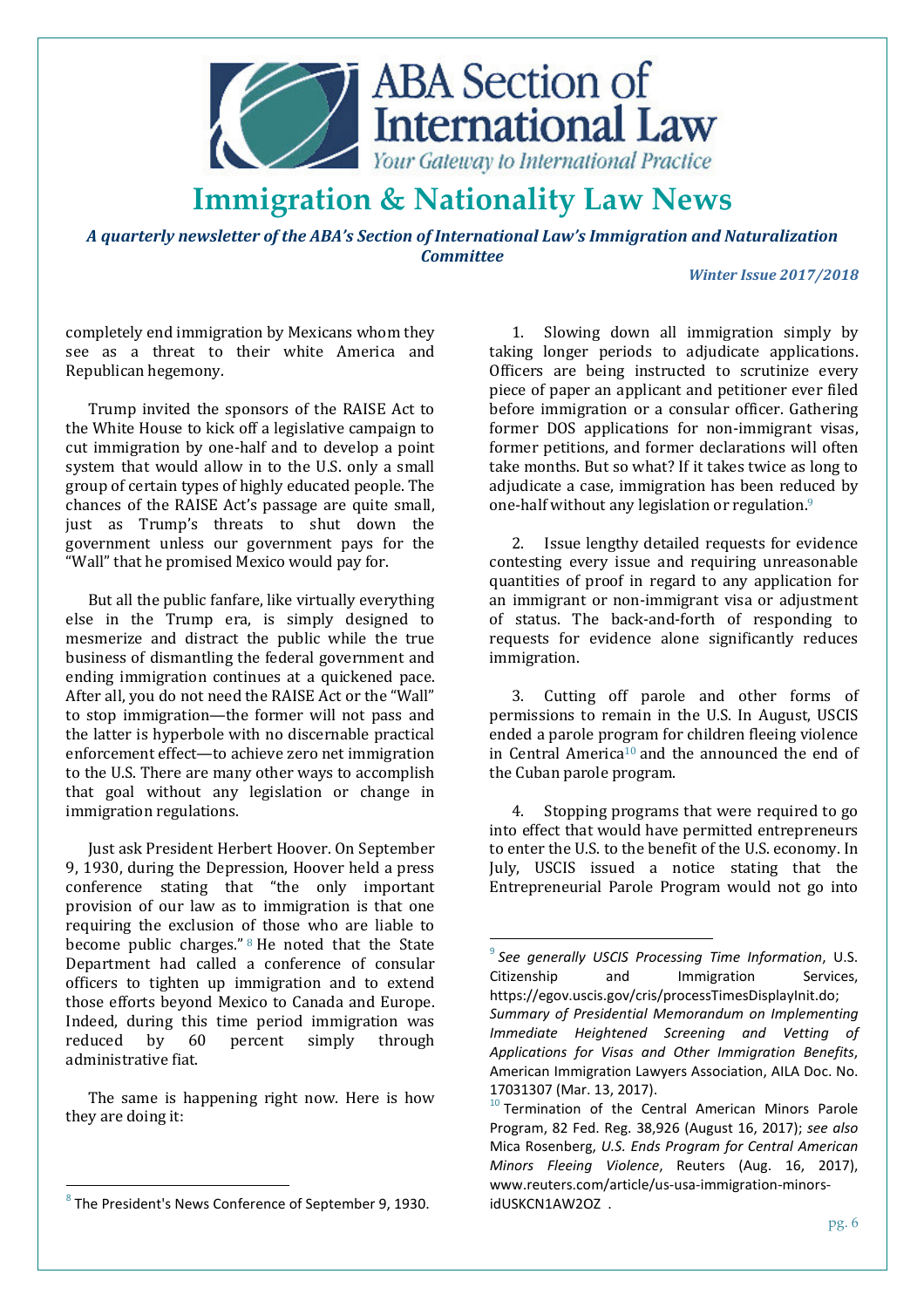completely end immigration by Mexicans whom they see as a threat to their white America and Republican hegemony.

Trump invited the sponsors of the RAISE Act to the White House to kick off a legislative campaign to cut immigration by one-half and to develop a point system that would allow in to the U.S. only a small group of certain types of highly educated people. The chances of the RAISE Act's passage are quite small, just as Trump's threats to shut down the government unless our government pays for the "Wall" that he promised Mexico would pay for.

But all the public fanfare, like virtually everything else in the Trump era, is simply designed to mesmerize and distract the public while the true business of dismantling the federal government and ending immigration continues at a quickened pace. After all, you do not need the RAISE Act or the "Wall" to stop immigration—the former will not pass and the latter is hyperbole with no discernable practical enforcement effect—to achieve zero net immigration to the U.S. There are many other ways to accomplish that goal without any legislation or change in immigration regulations.

Just ask President Herbert Hoover. On September 9, 1930, during the Depression, Hoover held a press conference stating that "the only important provision of our law as to immigration is that one requiring the exclusion of those who are liable to become public charges." [8] He noted that the State Department had called a conference of consular officers to tighten up immigration and to extend those efforts beyond Mexico to Canada and Europe. Indeed, during this time period immigration was reduced by 60 percent simply through administrative fiat.

The same is happening right now. Here is how they are doing it:

1. Slowing down all immigration simply by taking longer periods to adjudicate applications. Officers are being instructed to scrutinize every piece of paper an applicant and petitioner ever filed before immigration or a consular officer. Gathering former DOS applications for non-immigrant visas, former petitions, and former declarations will often take months. But so what? If it takes twice as long to adjudicate a case, immigration has been reduced by one-half without any legislation or regulation.[9]

2. Issue lengthy detailed requests for evidence contesting every issue and requiring unreasonable quantities of proof in regard to any application for an immigrant or non-immigrant visa or adjustment of status. The back-and-forth of responding to requests for evidence alone significantly reduces immigration.

3. Cutting off parole and other forms of permissions to remain in the U.S. In August, USCIS ended a parole program for children fleeing violence in Central America[10] and the announced the end of the Cuban parole program.

4. Stopping programs that were required to go into effect that would have permitted entrepreneurs to enter the U.S. to the benefit of the U.S. economy. In July, USCIS issued a notice stating that the Entrepreneurial Parole Program would not go into

---

[8] The President's News Conference of September 9, 1930.

[9] *See generally USCIS Processing Time Information*, U.S. Citizenship and Immigration Services, https://egov.uscis.gov/cris/processTimesDisplayInit.do; *Summary of Presidential Memorandum on Implementing Immediate Heightened Screening and Vetting of Applications for Visas and Other Immigration Benefits*, American Immigration Lawyers Association, AILA Doc. No. 17031307 (Mar. 13, 2017).

[10] Termination of the Central American Minors Parole Program, 82 Fed. Reg. 38,926 (August 16, 2017); *see also* Mica Rosenberg, *U.S. Ends Program for Central American Minors Fleeing Violence*, Reuters (Aug. 16, 2017), www.reuters.com/article/us-usa-immigration-minors-idUSKCN1AW2OZ .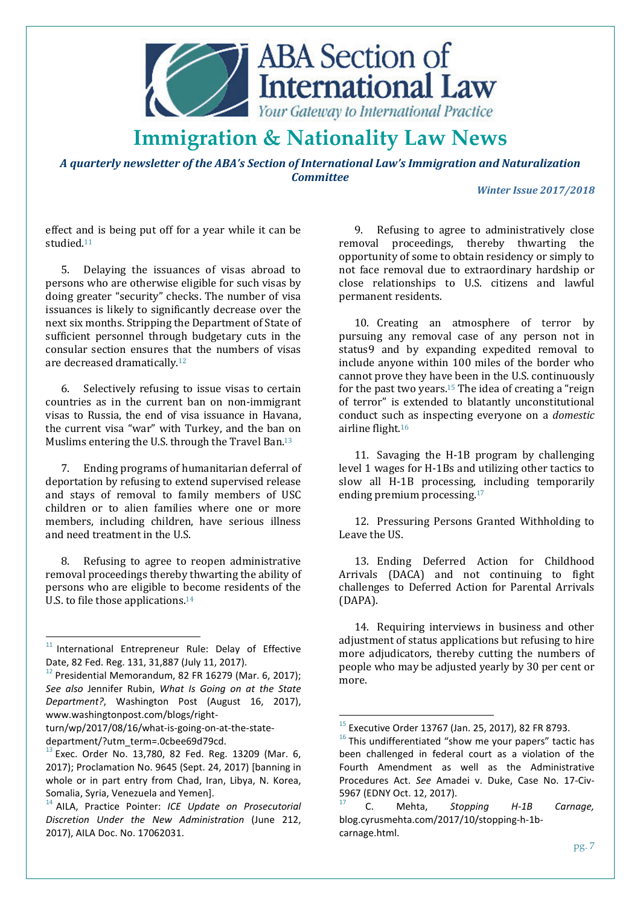effect and is being put off for a year while it can be studied.[11]

5. Delaying the issuances of visas abroad to persons who are otherwise eligible for such visas by doing greater "security" checks. The number of visa issuances is likely to significantly decrease over the next six months. Stripping the Department of State of sufficient personnel through budgetary cuts in the consular section ensures that the numbers of visas are decreased dramatically.[12]

6. Selectively refusing to issue visas to certain countries as in the current ban on non-immigrant visas to Russia, the end of visa issuance in Havana, the current visa "war" with Turkey, and the ban on Muslims entering the U.S. through the Travel Ban.[13]

7. Ending programs of humanitarian deferral of deportation by refusing to extend supervised release and stays of removal to family members of USC children or to alien families where one or more members, including children, have serious illness and need treatment in the U.S.

8. Refusing to agree to reopen administrative removal proceedings thereby thwarting the ability of persons who are eligible to become residents of the U.S. to file those applications.[14]

9. Refusing to agree to administratively close removal proceedings, thereby thwarting the opportunity of some to obtain residency or simply to not face removal due to extraordinary hardship or close relationships to U.S. citizens and lawful permanent residents.

10. Creating an atmosphere of terror by pursuing any removal case of any person not in status9 and by expanding expedited removal to include anyone within 100 miles of the border who cannot prove they have been in the U.S. continuously for the past two years.[15] The idea of creating a "reign of terror" is extended to blatantly unconstitutional conduct such as inspecting everyone on a *domestic* airline flight.[16]

11. Savaging the H-1B program by challenging level 1 wages for H-1Bs and utilizing other tactics to slow all H-1B processing, including temporarily ending premium processing.[17]

12. Pressuring Persons Granted Withholding to Leave the US.

13. Ending Deferred Action for Childhood Arrivals (DACA) and not continuing to fight challenges to Deferred Action for Parental Arrivals (DAPA).

14. Requiring interviews in business and other adjustment of status applications but refusing to hire more adjudicators, thereby cutting the numbers of people who may be adjusted yearly by 30 per cent or more.

---

[11] International Entrepreneur Rule: Delay of Effective Date, 82 Fed. Reg. 131, 31,887 (July 11, 2017).

[12] Presidential Memorandum, 82 FR 16279 (Mar. 6, 2017); *See also* Jennifer Rubin, *What Is Going on at the State Department?*, Washington Post (August 16, 2017), www.washingtonpost.com/blogs/right-turn/wp/2017/08/16/what-is-going-on-at-the-state-department/?utm_term=.0cbee69d79cd.

[13] Exec. Order No. 13,780, 82 Fed. Reg. 13209 (Mar. 6, 2017); Proclamation No. 9645 (Sept. 24, 2017) [banning in whole or in part entry from Chad, Iran, Libya, N. Korea, Somalia, Syria, Venezuela and Yemen].

[14] AILA, Practice Pointer: *ICE Update on Prosecutorial Discretion Under the New Administration* (June 212, 2017), AILA Doc. No. 17062031.

[15] Executive Order 13767 (Jan. 25, 2017), 82 FR 8793.

[16] This undifferentiated "show me your papers" tactic has been challenged in federal court as a violation of the Fourth Amendment as well as the Administrative Procedures Act. *See* Amadei v. Duke, Case No. 17-Civ-5967 (EDNY Oct. 12, 2017).

[17] C. Mehta, *Stopping H-1B Carnage,* blog.cyrusmehta.com/2017/10/stopping-h-1b-carnage.html.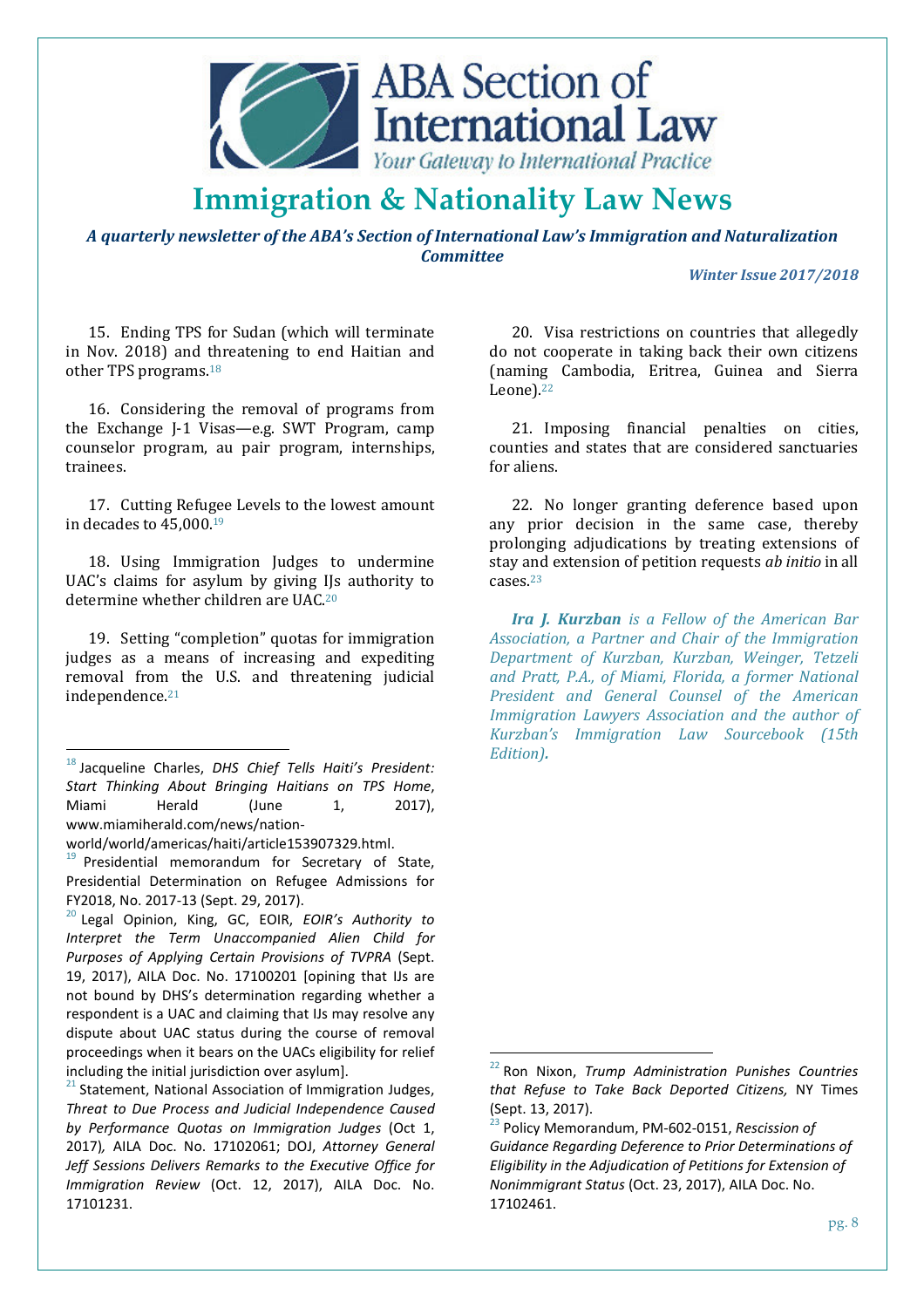15. Ending TPS for Sudan (which will terminate in Nov. 2018) and threatening to end Haitian and other TPS programs.[18]

16. Considering the removal of programs from the Exchange J-1 Visas—e.g. SWT Program, camp counselor program, au pair program, internships, trainees.

17. Cutting Refugee Levels to the lowest amount in decades to 45,000.[19]

18. Using Immigration Judges to undermine UAC's claims for asylum by giving IJs authority to determine whether children are UAC.[20]

19. Setting "completion" quotas for immigration judges as a means of increasing and expediting removal from the U.S. and threatening judicial independence.[21]

20. Visa restrictions on countries that allegedly do not cooperate in taking back their own citizens (naming Cambodia, Eritrea, Guinea and Sierra Leone).[22]

21. Imposing financial penalties on cities, counties and states that are considered sanctuaries for aliens.

22. No longer granting deference based upon any prior decision in the same case, thereby prolonging adjudications by treating extensions of stay and extension of petition requests *ab initio* in all cases.[23]

***Ira J. Kurzban** is a Fellow of the American Bar Association, a Partner and Chair of the Immigration Department of Kurzban, Kurzban, Weinger, Tetzeli and Pratt, P.A., of Miami, Florida, a former National President and General Counsel of the American Immigration Lawyers Association and the author of Kurzban's Immigration Law Sourcebook (15th Edition).*

---

[18] Jacqueline Charles, *DHS Chief Tells Haiti's President: Start Thinking About Bringing Haitians on TPS Home*, Miami Herald (June 1, 2017), www.miamiherald.com/news/nation-world/world/americas/haiti/article153907329.html.

[19] Presidential memorandum for Secretary of State, Presidential Determination on Refugee Admissions for FY2018, No. 2017-13 (Sept. 29, 2017).

[20] Legal Opinion, King, GC, EOIR, *EOIR's Authority to Interpret the Term Unaccompanied Alien Child for Purposes of Applying Certain Provisions of TVPRA* (Sept. 19, 2017), AILA Doc. No. 17100201 [opining that IJs are not bound by DHS's determination regarding whether a respondent is a UAC and claiming that IJs may resolve any dispute about UAC status during the course of removal proceedings when it bears on the UACs eligibility for relief including the initial jurisdiction over asylum].

[21] Statement, National Association of Immigration Judges, *Threat to Due Process and Judicial Independence Caused by Performance Quotas on Immigration Judges* (Oct 1, 2017), AILA Doc. No. 17102061; DOJ, *Attorney General Jeff Sessions Delivers Remarks to the Executive Office for Immigration Review* (Oct. 12, 2017), AILA Doc. No. 17101231.

[22] Ron Nixon, *Trump Administration Punishes Countries that Refuse to Take Back Deported Citizens,* NY Times (Sept. 13, 2017).

[23] Policy Memorandum, PM-602-0151, *Rescission of Guidance Regarding Deference to Prior Determinations of Eligibility in the Adjudication of Petitions for Extension of Nonimmigrant Status* (Oct. 23, 2017), AILA Doc. No. 17102461.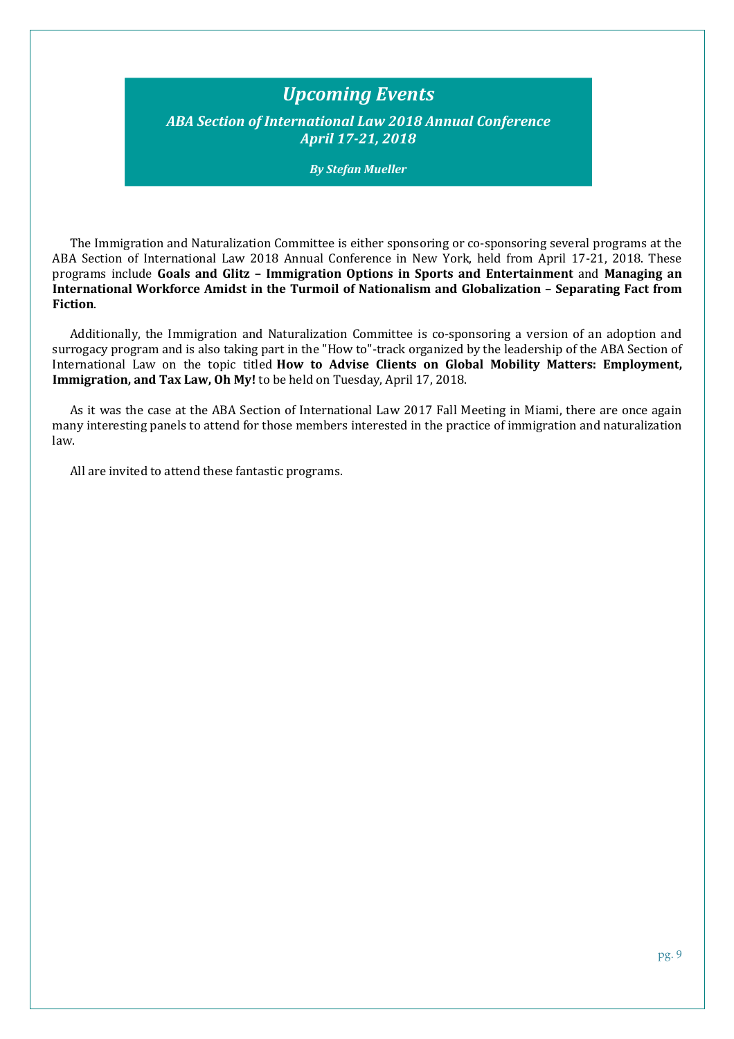# *Upcoming Events*

## *ABA Section of International Law 2018 Annual Conference April 17-21, 2018*

***By Stefan Mueller***

The Immigration and Naturalization Committee is either sponsoring or co-sponsoring several programs at the ABA Section of International Law 2018 Annual Conference in New York, held from April 17-21, 2018. These programs include **Goals and Glitz – Immigration Options in Sports and Entertainment** and **Managing an International Workforce Amidst in the Turmoil of Nationalism and Globalization – Separating Fact from Fiction**.

Additionally, the Immigration and Naturalization Committee is co-sponsoring a version of an adoption and surrogacy program and is also taking part in the "How to"-track organized by the leadership of the ABA Section of International Law on the topic titled **How to Advise Clients on Global Mobility Matters: Employment, Immigration, and Tax Law, Oh My!** to be held on Tuesday, April 17, 2018.

As it was the case at the ABA Section of International Law 2017 Fall Meeting in Miami, there are once again many interesting panels to attend for those members interested in the practice of immigration and naturalization law.

All are invited to attend these fantastic programs.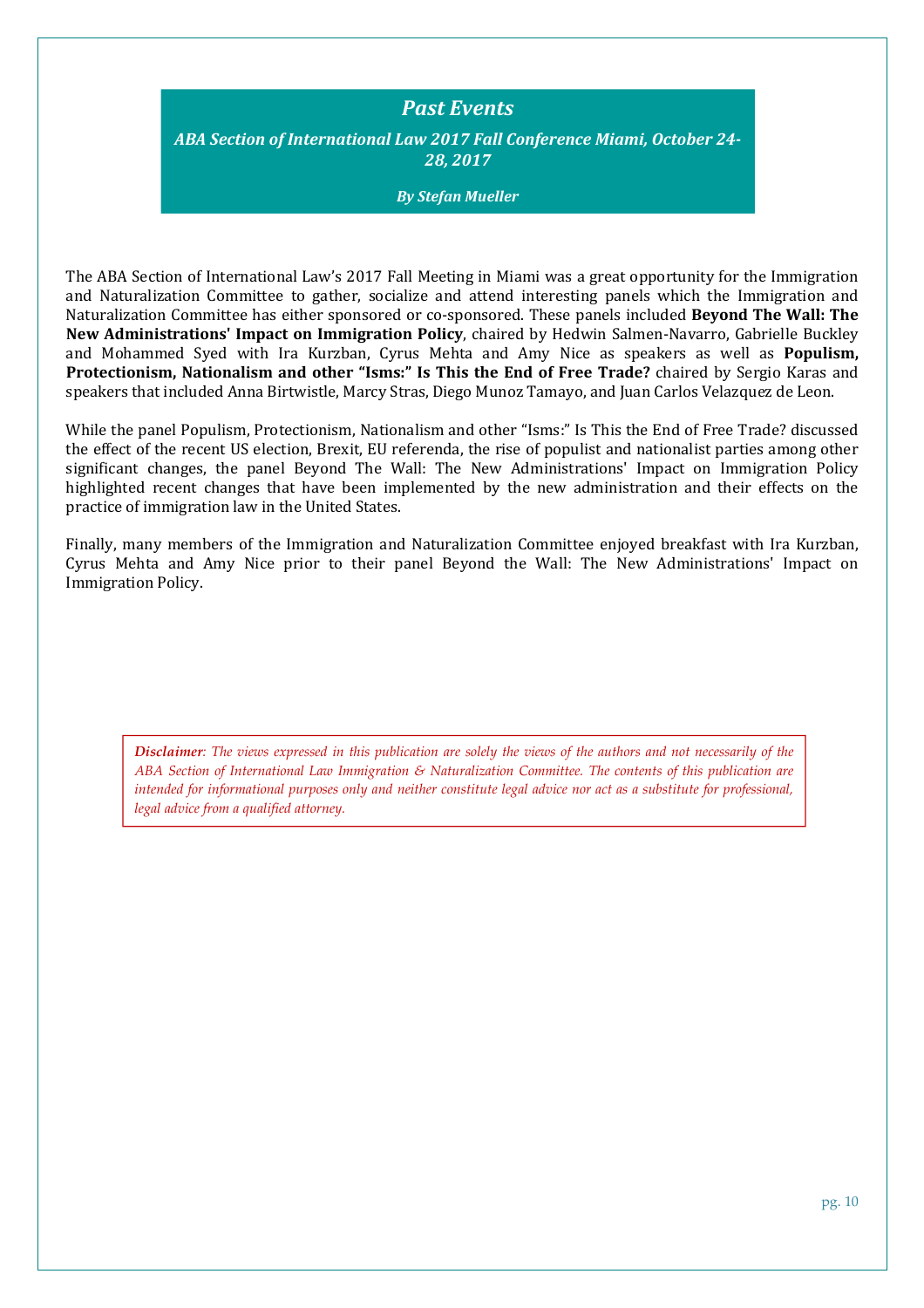## *Past Events*

***ABA Section of International Law 2017 Fall Conference Miami, October 24-28, 2017***

***By Stefan Mueller***

The ABA Section of International Law's 2017 Fall Meeting in Miami was a great opportunity for the Immigration and Naturalization Committee to gather, socialize and attend interesting panels which the Immigration and Naturalization Committee has either sponsored or co-sponsored. These panels included **Beyond The Wall: The New Administrations' Impact on Immigration Policy**, chaired by Hedwin Salmen-Navarro, Gabrielle Buckley and Mohammed Syed with Ira Kurzban, Cyrus Mehta and Amy Nice as speakers as well as **Populism, Protectionism, Nationalism and other "Isms:" Is This the End of Free Trade?** chaired by Sergio Karas and speakers that included Anna Birtwistle, Marcy Stras, Diego Munoz Tamayo, and Juan Carlos Velazquez de Leon.

While the panel Populism, Protectionism, Nationalism and other "Isms:" Is This the End of Free Trade? discussed the effect of the recent US election, Brexit, EU referenda, the rise of populist and nationalist parties among other significant changes, the panel Beyond The Wall: The New Administrations' Impact on Immigration Policy highlighted recent changes that have been implemented by the new administration and their effects on the practice of immigration law in the United States.

Finally, many members of the Immigration and Naturalization Committee enjoyed breakfast with Ira Kurzban, Cyrus Mehta and Amy Nice prior to their panel Beyond the Wall: The New Administrations' Impact on Immigration Policy.

***Disclaimer**: The views expressed in this publication are solely the views of the authors and not necessarily of the ABA Section of International Law Immigration & Naturalization Committee. The contents of this publication are intended for informational purposes only and neither constitute legal advice nor act as a substitute for professional, legal advice from a qualified attorney.*